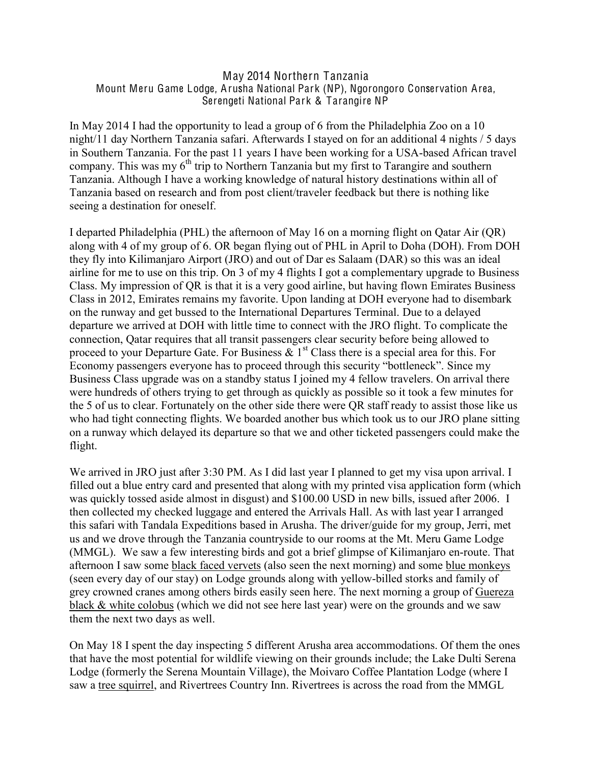# May 2014 Northern Tanzania
## Mount Meru Game Lodge, Arusha National Park (NP), Ngorongoro Conservation Area, Serengeti National Park & Tarangire NP

In May 2014 I had the opportunity to lead a group of 6 from the Philadelphia Zoo on a 10 night/11 day Northern Tanzania safari. Afterwards I stayed on for an additional 4 nights / 5 days in Southern Tanzania. For the past 11 years I have been working for a USA-based African travel company. This was my 6th trip to Northern Tanzania but my first to Tarangire and southern Tanzania. Although I have a working knowledge of natural history destinations within all of Tanzania based on research and from post client/traveler feedback but there is nothing like seeing a destination for oneself.

I departed Philadelphia (PHL) the afternoon of May 16 on a morning flight on Qatar Air (QR) along with 4 of my group of 6. OR began flying out of PHL in April to Doha (DOH). From DOH they fly into Kilimanjaro Airport (JRO) and out of Dar es Salaam (DAR) so this was an ideal airline for me to use on this trip. On 3 of my 4 flights I got a complementary upgrade to Business Class. My impression of QR is that it is a very good airline, but having flown Emirates Business Class in 2012, Emirates remains my favorite. Upon landing at DOH everyone had to disembark on the runway and get bussed to the International Departures Terminal. Due to a delayed departure we arrived at DOH with little time to connect with the JRO flight. To complicate the connection, Qatar requires that all transit passengers clear security before being allowed to proceed to your Departure Gate. For Business & 1st Class there is a special area for this. For Economy passengers everyone has to proceed through this security "bottleneck". Since my Business Class upgrade was on a standby status I joined my 4 fellow travelers. On arrival there were hundreds of others trying to get through as quickly as possible so it took a few minutes for the 5 of us to clear. Fortunately on the other side there were QR staff ready to assist those like us who had tight connecting flights. We boarded another bus which took us to our JRO plane sitting on a runway which delayed its departure so that we and other ticketed passengers could make the flight.

We arrived in JRO just after 3:30 PM. As I did last year I planned to get my visa upon arrival. I filled out a blue entry card and presented that along with my printed visa application form (which was quickly tossed aside almost in disgust) and $100.00 USD in new bills, issued after 2006. I then collected my checked luggage and entered the Arrivals Hall. As with last year I arranged this safari with Tandala Expeditions based in Arusha. The driver/guide for my group, Jerri, met us and we drove through the Tanzania countryside to our rooms at the Mt. Meru Game Lodge (MMGL). We saw a few interesting birds and got a brief glimpse of Kilimanjaro en-route. That afternoon I saw some <u>black faced vervets</u> (also seen the next morning) and some <u>blue monkeys</u> (seen every day of our stay) on Lodge grounds along with yellow-billed storks and family of grey crowned cranes among others birds easily seen here. The next morning a group of <u>Guereza black & white colobus</u> (which we did not see here last year) were on the grounds and we saw them the next two days as well.

On May 18 I spent the day inspecting 5 different Arusha area accommodations. Of them the ones that have the most potential for wildlife viewing on their grounds include; the Lake Dulti Serena Lodge (formerly the Serena Mountain Village), the Moivaro Coffee Plantation Lodge (where I saw a <u>tree squirrel</u>, and Rivertrees Country Inn. Rivertrees is across the road from the MMGL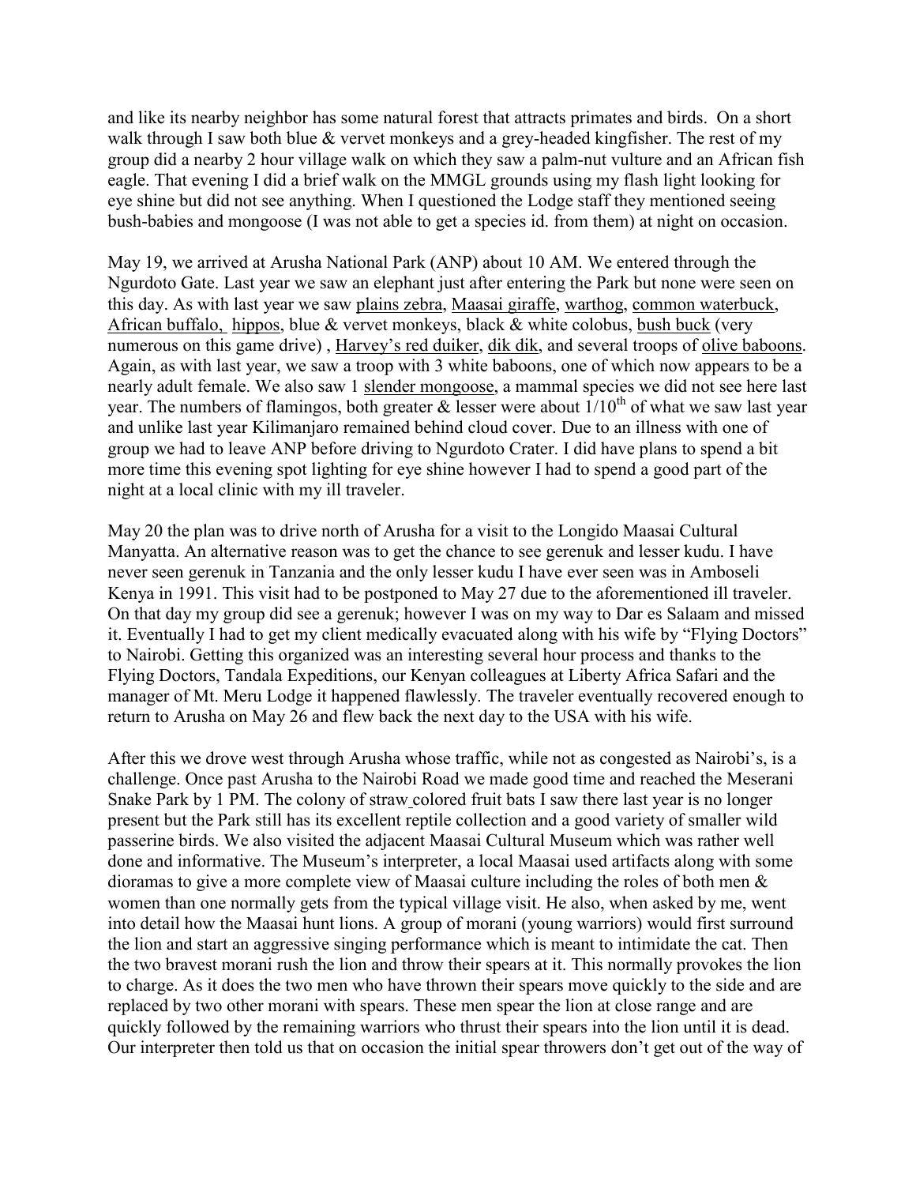and like its nearby neighbor has some natural forest that attracts primates and birds. On a short walk through I saw both blue & vervet monkeys and a grey-headed kingfisher. The rest of my group did a nearby 2 hour village walk on which they saw a palm-nut vulture and an African fish eagle. That evening I did a brief walk on the MMGL grounds using my flash light looking for eye shine but did not see anything. When I questioned the Lodge staff they mentioned seeing bush-babies and mongoose (I was not able to get a species id. from them) at night on occasion.

May 19, we arrived at Arusha National Park (ANP) about 10 AM. We entered through the Ngurdoto Gate. Last year we saw an elephant just after entering the Park but none were seen on this day. As with last year we saw plains zebra, Maasai giraffe, warthog, common waterbuck, African buffalo, hippos, blue & vervet monkeys, black & white colobus, bush buck (very numerous on this game drive) , Harvey's red duiker, dik dik, and several troops of olive baboons. Again, as with last year, we saw a troop with 3 white baboons, one of which now appears to be a nearly adult female. We also saw 1 slender mongoose, a mammal species we did not see here last year. The numbers of flamingos, both greater & lesser were about 1/10th of what we saw last year and unlike last year Kilimanjaro remained behind cloud cover. Due to an illness with one of group we had to leave ANP before driving to Ngurdoto Crater. I did have plans to spend a bit more time this evening spot lighting for eye shine however I had to spend a good part of the night at a local clinic with my ill traveler.

May 20 the plan was to drive north of Arusha for a visit to the Longido Maasai Cultural Manyatta. An alternative reason was to get the chance to see gerenuk and lesser kudu. I have never seen gerenuk in Tanzania and the only lesser kudu I have ever seen was in Amboseli Kenya in 1991. This visit had to be postponed to May 27 due to the aforementioned ill traveler. On that day my group did see a gerenuk; however I was on my way to Dar es Salaam and missed it. Eventually I had to get my client medically evacuated along with his wife by "Flying Doctors" to Nairobi. Getting this organized was an interesting several hour process and thanks to the Flying Doctors, Tandala Expeditions, our Kenyan colleagues at Liberty Africa Safari and the manager of Mt. Meru Lodge it happened flawlessly. The traveler eventually recovered enough to return to Arusha on May 26 and flew back the next day to the USA with his wife.

After this we drove west through Arusha whose traffic, while not as congested as Nairobi's, is a challenge. Once past Arusha to the Nairobi Road we made good time and reached the Meserani Snake Park by 1 PM. The colony of straw colored fruit bats I saw there last year is no longer present but the Park still has its excellent reptile collection and a good variety of smaller wild passerine birds. We also visited the adjacent Maasai Cultural Museum which was rather well done and informative. The Museum's interpreter, a local Maasai used artifacts along with some dioramas to give a more complete view of Maasai culture including the roles of both men & women than one normally gets from the typical village visit. He also, when asked by me, went into detail how the Maasai hunt lions. A group of morani (young warriors) would first surround the lion and start an aggressive singing performance which is meant to intimidate the cat. Then the two bravest morani rush the lion and throw their spears at it. This normally provokes the lion to charge. As it does the two men who have thrown their spears move quickly to the side and are replaced by two other morani with spears. These men spear the lion at close range and are quickly followed by the remaining warriors who thrust their spears into the lion until it is dead. Our interpreter then told us that on occasion the initial spear throwers don't get out of the way of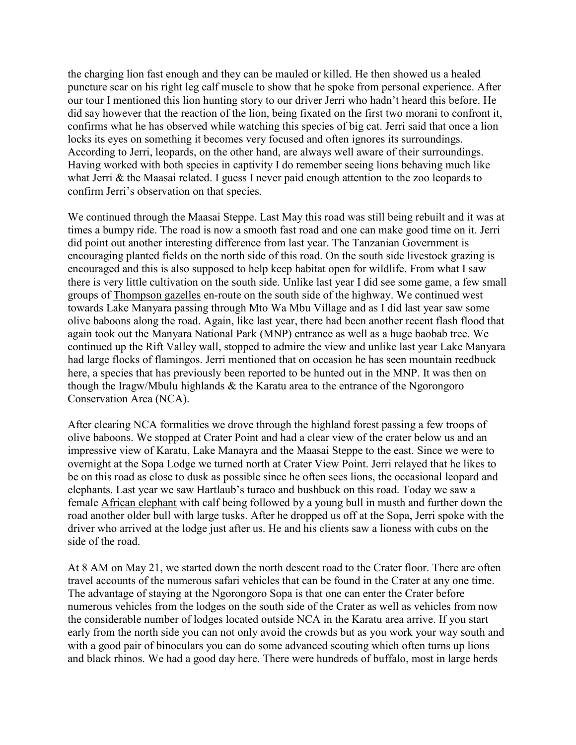the charging lion fast enough and they can be mauled or killed. He then showed us a healed puncture scar on his right leg calf muscle to show that he spoke from personal experience. After our tour I mentioned this lion hunting story to our driver Jerri who hadn't heard this before. He did say however that the reaction of the lion, being fixated on the first two morani to confront it, confirms what he has observed while watching this species of big cat. Jerri said that once a lion locks its eyes on something it becomes very focused and often ignores its surroundings. According to Jerri, leopards, on the other hand, are always well aware of their surroundings. Having worked with both species in captivity I do remember seeing lions behaving much like what Jerri & the Maasai related. I guess I never paid enough attention to the zoo leopards to confirm Jerri's observation on that species.

We continued through the Maasai Steppe. Last May this road was still being rebuilt and it was at times a bumpy ride. The road is now a smooth fast road and one can make good time on it. Jerri did point out another interesting difference from last year. The Tanzanian Government is encouraging planted fields on the north side of this road. On the south side livestock grazing is encouraged and this is also supposed to help keep habitat open for wildlife. From what I saw there is very little cultivation on the south side. Unlike last year I did see some game, a few small groups of Thompson gazelles en-route on the south side of the highway. We continued west towards Lake Manyara passing through Mto Wa Mbu Village and as I did last year saw some olive baboons along the road. Again, like last year, there had been another recent flash flood that again took out the Manyara National Park (MNP) entrance as well as a huge baobab tree. We continued up the Rift Valley wall, stopped to admire the view and unlike last year Lake Manyara had large flocks of flamingos. Jerri mentioned that on occasion he has seen mountain reedbuck here, a species that has previously been reported to be hunted out in the MNP. It was then on though the Iragw/Mbulu highlands & the Karatu area to the entrance of the Ngorongoro Conservation Area (NCA).

After clearing NCA formalities we drove through the highland forest passing a few troops of olive baboons. We stopped at Crater Point and had a clear view of the crater below us and an impressive view of Karatu, Lake Manayra and the Maasai Steppe to the east. Since we were to overnight at the Sopa Lodge we turned north at Crater View Point. Jerri relayed that he likes to be on this road as close to dusk as possible since he often sees lions, the occasional leopard and elephants. Last year we saw Hartlaub's turaco and bushbuck on this road. Today we saw a female African elephant with calf being followed by a young bull in musth and further down the road another older bull with large tusks. After he dropped us off at the Sopa, Jerri spoke with the driver who arrived at the lodge just after us. He and his clients saw a lioness with cubs on the side of the road.

At 8 AM on May 21, we started down the north descent road to the Crater floor. There are often travel accounts of the numerous safari vehicles that can be found in the Crater at any one time. The advantage of staying at the Ngorongoro Sopa is that one can enter the Crater before numerous vehicles from the lodges on the south side of the Crater as well as vehicles from now the considerable number of lodges located outside NCA in the Karatu area arrive. If you start early from the north side you can not only avoid the crowds but as you work your way south and with a good pair of binoculars you can do some advanced scouting which often turns up lions and black rhinos. We had a good day here. There were hundreds of buffalo, most in large herds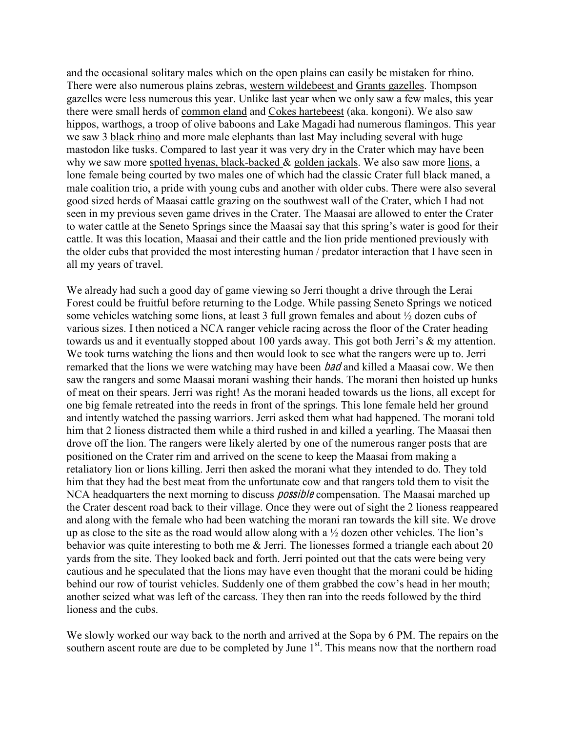and the occasional solitary males which on the open plains can easily be mistaken for rhino. There were also numerous plains zebras, western wildebeest and Grants gazelles. Thompson gazelles were less numerous this year. Unlike last year when we only saw a few males, this year there were small herds of common eland and Cokes hartebeest (aka. kongoni). We also saw hippos, warthogs, a troop of olive baboons and Lake Magadi had numerous flamingos. This year we saw 3 black rhino and more male elephants than last May including several with huge mastodon like tusks. Compared to last year it was very dry in the Crater which may have been why we saw more spotted hyenas, black-backed & golden jackals. We also saw more lions, a lone female being courted by two males one of which had the classic Crater full black maned, a male coalition trio, a pride with young cubs and another with older cubs. There were also several good sized herds of Maasai cattle grazing on the southwest wall of the Crater, which I had not seen in my previous seven game drives in the Crater. The Maasai are allowed to enter the Crater to water cattle at the Seneto Springs since the Maasai say that this spring's water is good for their cattle. It was this location, Maasai and their cattle and the lion pride mentioned previously with the older cubs that provided the most interesting human / predator interaction that I have seen in all my years of travel.

We already had such a good day of game viewing so Jerri thought a drive through the Lerai Forest could be fruitful before returning to the Lodge. While passing Seneto Springs we noticed some vehicles watching some lions, at least 3 full grown females and about ½ dozen cubs of various sizes. I then noticed a NCA ranger vehicle racing across the floor of the Crater heading towards us and it eventually stopped about 100 yards away. This got both Jerri's & my attention. We took turns watching the lions and then would look to see what the rangers were up to. Jerri remarked that the lions we were watching may have been *bad* and killed a Maasai cow. We then saw the rangers and some Maasai morani washing their hands. The morani then hoisted up hunks of meat on their spears. Jerri was right! As the morani headed towards us the lions, all except for one big female retreated into the reeds in front of the springs. This lone female held her ground and intently watched the passing warriors. Jerri asked them what had happened. The morani told him that 2 lioness distracted them while a third rushed in and killed a yearling. The Maasai then drove off the lion. The rangers were likely alerted by one of the numerous ranger posts that are positioned on the Crater rim and arrived on the scene to keep the Maasai from making a retaliatory lion or lions killing. Jerri then asked the morani what they intended to do. They told him that they had the best meat from the unfortunate cow and that rangers told them to visit the NCA headquarters the next morning to discuss *possible* compensation. The Maasai marched up the Crater descent road back to their village. Once they were out of sight the 2 lioness reappeared and along with the female who had been watching the morani ran towards the kill site. We drove up as close to the site as the road would allow along with a ½ dozen other vehicles. The lion's behavior was quite interesting to both me & Jerri. The lionesses formed a triangle each about 20 yards from the site. They looked back and forth. Jerri pointed out that the cats were being very cautious and he speculated that the lions may have even thought that the morani could be hiding behind our row of tourist vehicles. Suddenly one of them grabbed the cow's head in her mouth; another seized what was left of the carcass. They then ran into the reeds followed by the third lioness and the cubs.

We slowly worked our way back to the north and arrived at the Sopa by 6 PM. The repairs on the southern ascent route are due to be completed by June 1st. This means now that the northern road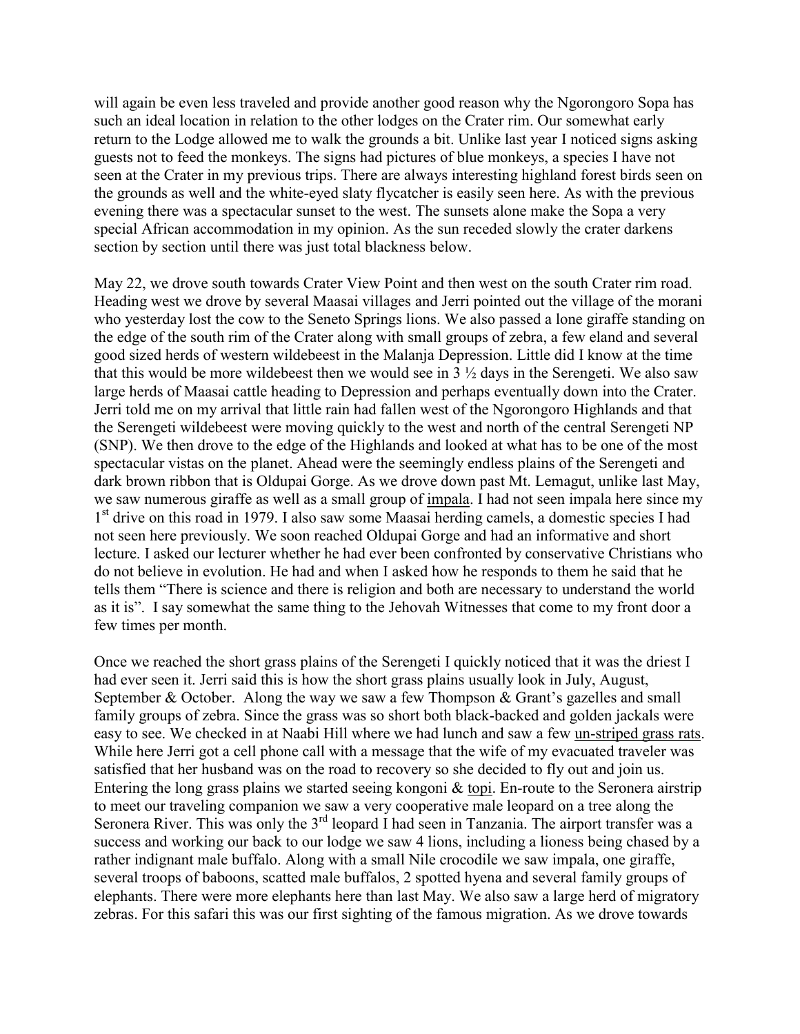will again be even less traveled and provide another good reason why the Ngorongoro Sopa has such an ideal location in relation to the other lodges on the Crater rim. Our somewhat early return to the Lodge allowed me to walk the grounds a bit. Unlike last year I noticed signs asking guests not to feed the monkeys. The signs had pictures of blue monkeys, a species I have not seen at the Crater in my previous trips. There are always interesting highland forest birds seen on the grounds as well and the white-eyed slaty flycatcher is easily seen here. As with the previous evening there was a spectacular sunset to the west. The sunsets alone make the Sopa a very special African accommodation in my opinion. As the sun receded slowly the crater darkens section by section until there was just total blackness below.

May 22, we drove south towards Crater View Point and then west on the south Crater rim road. Heading west we drove by several Maasai villages and Jerri pointed out the village of the morani who yesterday lost the cow to the Seneto Springs lions. We also passed a lone giraffe standing on the edge of the south rim of the Crater along with small groups of zebra, a few eland and several good sized herds of western wildebeest in the Malanja Depression. Little did I know at the time that this would be more wildebeest then we would see in 3 ½ days in the Serengeti. We also saw large herds of Maasai cattle heading to Depression and perhaps eventually down into the Crater. Jerri told me on my arrival that little rain had fallen west of the Ngorongoro Highlands and that the Serengeti wildebeest were moving quickly to the west and north of the central Serengeti NP (SNP). We then drove to the edge of the Highlands and looked at what has to be one of the most spectacular vistas on the planet. Ahead were the seemingly endless plains of the Serengeti and dark brown ribbon that is Oldupai Gorge. As we drove down past Mt. Lemagut, unlike last May, we saw numerous giraffe as well as a small group of impala. I had not seen impala here since my 1st drive on this road in 1979. I also saw some Maasai herding camels, a domestic species I had not seen here previously. We soon reached Oldupai Gorge and had an informative and short lecture. I asked our lecturer whether he had ever been confronted by conservative Christians who do not believe in evolution. He had and when I asked how he responds to them he said that he tells them "There is science and there is religion and both are necessary to understand the world as it is". I say somewhat the same thing to the Jehovah Witnesses that come to my front door a few times per month.

Once we reached the short grass plains of the Serengeti I quickly noticed that it was the driest I had ever seen it. Jerri said this is how the short grass plains usually look in July, August, September & October. Along the way we saw a few Thompson & Grant's gazelles and small family groups of zebra. Since the grass was so short both black-backed and golden jackals were easy to see. We checked in at Naabi Hill where we had lunch and saw a few un-striped grass rats. While here Jerri got a cell phone call with a message that the wife of my evacuated traveler was satisfied that her husband was on the road to recovery so she decided to fly out and join us. Entering the long grass plains we started seeing kongoni & topi. En-route to the Seronera airstrip to meet our traveling companion we saw a very cooperative male leopard on a tree along the Seronera River. This was only the 3rd leopard I had seen in Tanzania. The airport transfer was a success and working our back to our lodge we saw 4 lions, including a lioness being chased by a rather indignant male buffalo. Along with a small Nile crocodile we saw impala, one giraffe, several troops of baboons, scatted male buffalos, 2 spotted hyena and several family groups of elephants. There were more elephants here than last May. We also saw a large herd of migratory zebras. For this safari this was our first sighting of the famous migration. As we drove towards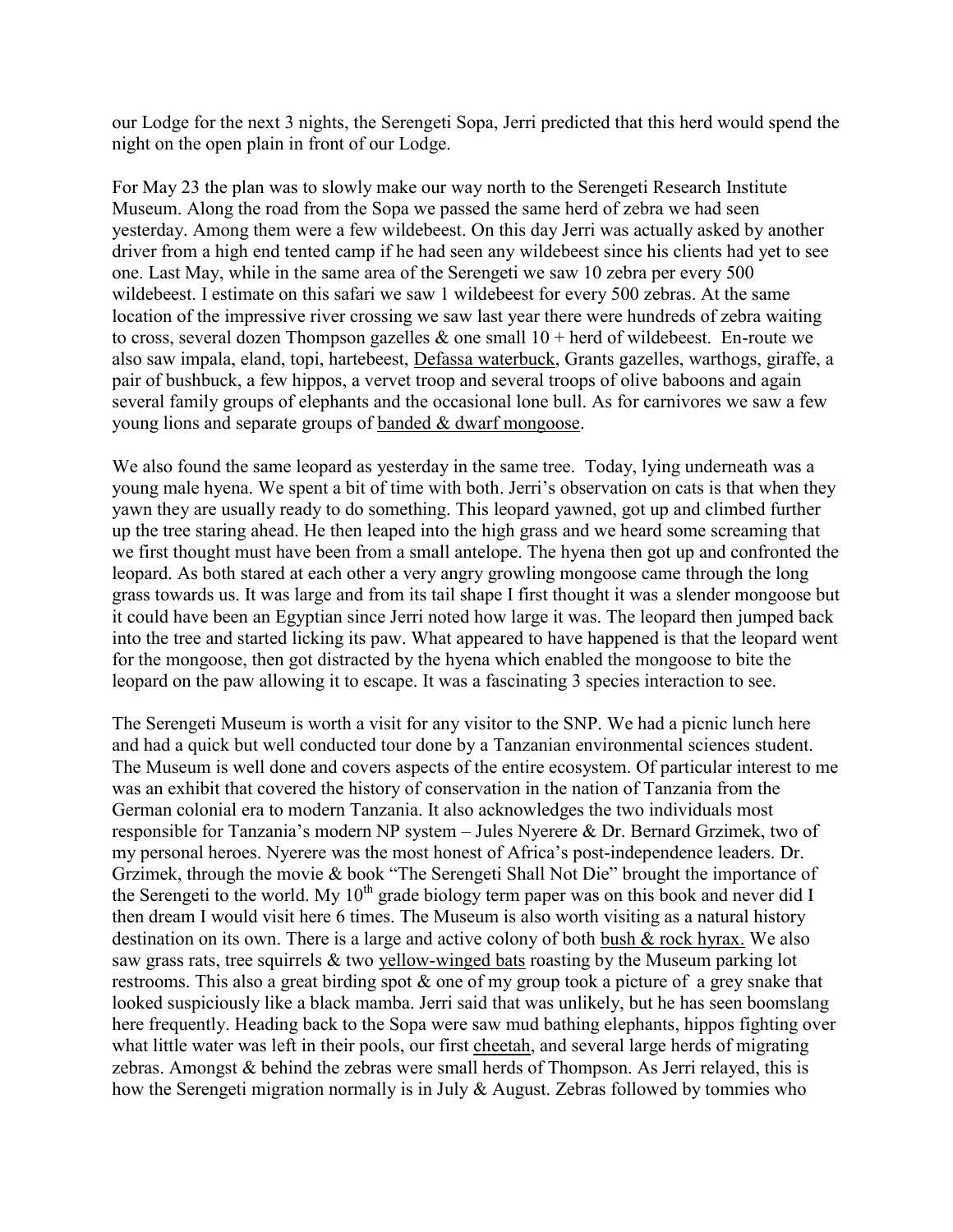our Lodge for the next 3 nights, the Serengeti Sopa, Jerri predicted that this herd would spend the night on the open plain in front of our Lodge.

For May 23 the plan was to slowly make our way north to the Serengeti Research Institute Museum. Along the road from the Sopa we passed the same herd of zebra we had seen yesterday. Among them were a few wildebeest. On this day Jerri was actually asked by another driver from a high end tented camp if he had seen any wildebeest since his clients had yet to see one. Last May, while in the same area of the Serengeti we saw 10 zebra per every 500 wildebeest. I estimate on this safari we saw 1 wildebeest for every 500 zebras. At the same location of the impressive river crossing we saw last year there were hundreds of zebra waiting to cross, several dozen Thompson gazelles & one small 10 + herd of wildebeest. En-route we also saw impala, eland, topi, hartebeest, Defassa waterbuck, Grants gazelles, warthogs, giraffe, a pair of bushbuck, a few hippos, a vervet troop and several troops of olive baboons and again several family groups of elephants and the occasional lone bull. As for carnivores we saw a few young lions and separate groups of banded & dwarf mongoose.

We also found the same leopard as yesterday in the same tree. Today, lying underneath was a young male hyena. We spent a bit of time with both. Jerri's observation on cats is that when they yawn they are usually ready to do something. This leopard yawned, got up and climbed further up the tree staring ahead. He then leaped into the high grass and we heard some screaming that we first thought must have been from a small antelope. The hyena then got up and confronted the leopard. As both stared at each other a very angry growling mongoose came through the long grass towards us. It was large and from its tail shape I first thought it was a slender mongoose but it could have been an Egyptian since Jerri noted how large it was. The leopard then jumped back into the tree and started licking its paw. What appeared to have happened is that the leopard went for the mongoose, then got distracted by the hyena which enabled the mongoose to bite the leopard on the paw allowing it to escape. It was a fascinating 3 species interaction to see.

The Serengeti Museum is worth a visit for any visitor to the SNP. We had a picnic lunch here and had a quick but well conducted tour done by a Tanzanian environmental sciences student. The Museum is well done and covers aspects of the entire ecosystem. Of particular interest to me was an exhibit that covered the history of conservation in the nation of Tanzania from the German colonial era to modern Tanzania. It also acknowledges the two individuals most responsible for Tanzania's modern NP system – Jules Nyerere & Dr. Bernard Grzimek, two of my personal heroes. Nyerere was the most honest of Africa's post-independence leaders. Dr. Grzimek, through the movie & book "The Serengeti Shall Not Die" brought the importance of the Serengeti to the world. My 10th grade biology term paper was on this book and never did I then dream I would visit here 6 times. The Museum is also worth visiting as a natural history destination on its own. There is a large and active colony of both bush & rock hyrax. We also saw grass rats, tree squirrels & two yellow-winged bats roasting by the Museum parking lot restrooms. This also a great birding spot & one of my group took a picture of a grey snake that looked suspiciously like a black mamba. Jerri said that was unlikely, but he has seen boomslang here frequently. Heading back to the Sopa were saw mud bathing elephants, hippos fighting over what little water was left in their pools, our first cheetah, and several large herds of migrating zebras. Amongst & behind the zebras were small herds of Thompson. As Jerri relayed, this is how the Serengeti migration normally is in July & August. Zebras followed by tommies who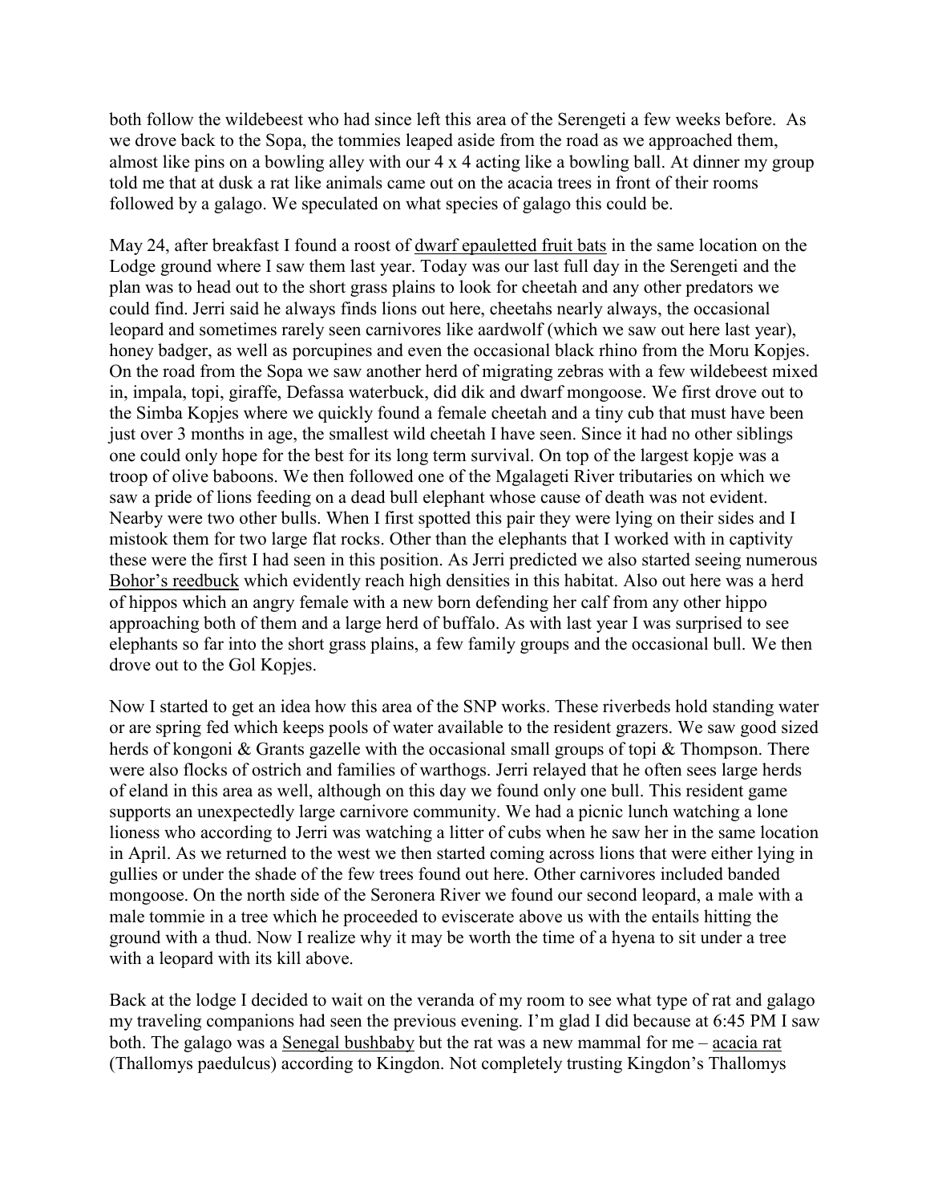both follow the wildebeest who had since left this area of the Serengeti a few weeks before. As we drove back to the Sopa, the tommies leaped aside from the road as we approached them, almost like pins on a bowling alley with our 4 x 4 acting like a bowling ball. At dinner my group told me that at dusk a rat like animals came out on the acacia trees in front of their rooms followed by a galago. We speculated on what species of galago this could be.

May 24, after breakfast I found a roost of dwarf epauletted fruit bats in the same location on the Lodge ground where I saw them last year. Today was our last full day in the Serengeti and the plan was to head out to the short grass plains to look for cheetah and any other predators we could find. Jerri said he always finds lions out here, cheetahs nearly always, the occasional leopard and sometimes rarely seen carnivores like aardwolf (which we saw out here last year), honey badger, as well as porcupines and even the occasional black rhino from the Moru Kopjes. On the road from the Sopa we saw another herd of migrating zebras with a few wildebeest mixed in, impala, topi, giraffe, Defassa waterbuck, did dik and dwarf mongoose. We first drove out to the Simba Kopjes where we quickly found a female cheetah and a tiny cub that must have been just over 3 months in age, the smallest wild cheetah I have seen. Since it had no other siblings one could only hope for the best for its long term survival. On top of the largest kopje was a troop of olive baboons. We then followed one of the Mgalageti River tributaries on which we saw a pride of lions feeding on a dead bull elephant whose cause of death was not evident. Nearby were two other bulls. When I first spotted this pair they were lying on their sides and I mistook them for two large flat rocks. Other than the elephants that I worked with in captivity these were the first I had seen in this position. As Jerri predicted we also started seeing numerous Bohor's reedbuck which evidently reach high densities in this habitat. Also out here was a herd of hippos which an angry female with a new born defending her calf from any other hippo approaching both of them and a large herd of buffalo. As with last year I was surprised to see elephants so far into the short grass plains, a few family groups and the occasional bull. We then drove out to the Gol Kopjes.

Now I started to get an idea how this area of the SNP works. These riverbeds hold standing water or are spring fed which keeps pools of water available to the resident grazers. We saw good sized herds of kongoni & Grants gazelle with the occasional small groups of topi & Thompson. There were also flocks of ostrich and families of warthogs. Jerri relayed that he often sees large herds of eland in this area as well, although on this day we found only one bull. This resident game supports an unexpectedly large carnivore community. We had a picnic lunch watching a lone lioness who according to Jerri was watching a litter of cubs when he saw her in the same location in April. As we returned to the west we then started coming across lions that were either lying in gullies or under the shade of the few trees found out here. Other carnivores included banded mongoose. On the north side of the Seronera River we found our second leopard, a male with a male tommie in a tree which he proceeded to eviscerate above us with the entails hitting the ground with a thud. Now I realize why it may be worth the time of a hyena to sit under a tree with a leopard with its kill above.

Back at the lodge I decided to wait on the veranda of my room to see what type of rat and galago my traveling companions had seen the previous evening. I'm glad I did because at 6:45 PM I saw both. The galago was a Senegal bushbaby but the rat was a new mammal for me – acacia rat (Thallomys paedulcus) according to Kingdon. Not completely trusting Kingdon's Thallomys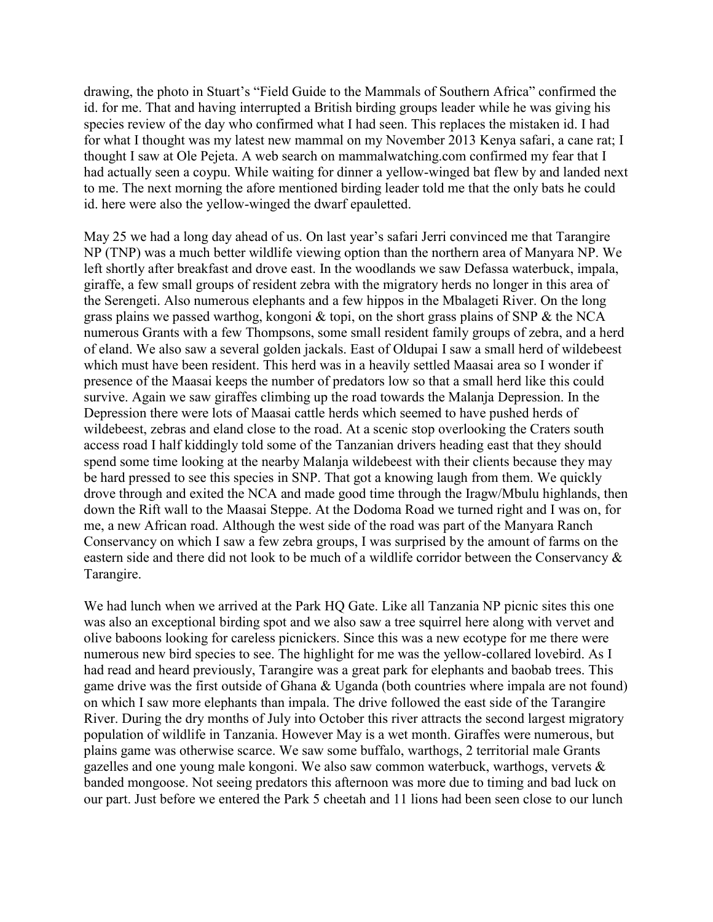drawing, the photo in Stuart's "Field Guide to the Mammals of Southern Africa" confirmed the id. for me. That and having interrupted a British birding groups leader while he was giving his species review of the day who confirmed what I had seen. This replaces the mistaken id. I had for what I thought was my latest new mammal on my November 2013 Kenya safari, a cane rat; I thought I saw at Ole Pejeta. A web search on mammalwatching.com confirmed my fear that I had actually seen a coypu. While waiting for dinner a yellow-winged bat flew by and landed next to me. The next morning the afore mentioned birding leader told me that the only bats he could id. here were also the yellow-winged the dwarf epauletted.

May 25 we had a long day ahead of us. On last year's safari Jerri convinced me that Tarangire NP (TNP) was a much better wildlife viewing option than the northern area of Manyara NP. We left shortly after breakfast and drove east. In the woodlands we saw Defassa waterbuck, impala, giraffe, a few small groups of resident zebra with the migratory herds no longer in this area of the Serengeti. Also numerous elephants and a few hippos in the Mbalageti River. On the long grass plains we passed warthog, kongoni & topi, on the short grass plains of SNP & the NCA numerous Grants with a few Thompsons, some small resident family groups of zebra, and a herd of eland. We also saw a several golden jackals. East of Oldupai I saw a small herd of wildebeest which must have been resident. This herd was in a heavily settled Maasai area so I wonder if presence of the Maasai keeps the number of predators low so that a small herd like this could survive. Again we saw giraffes climbing up the road towards the Malanja Depression. In the Depression there were lots of Maasai cattle herds which seemed to have pushed herds of wildebeest, zebras and eland close to the road. At a scenic stop overlooking the Craters south access road I half kiddingly told some of the Tanzanian drivers heading east that they should spend some time looking at the nearby Malanja wildebeest with their clients because they may be hard pressed to see this species in SNP. That got a knowing laugh from them. We quickly drove through and exited the NCA and made good time through the Iragw/Mbulu highlands, then down the Rift wall to the Maasai Steppe. At the Dodoma Road we turned right and I was on, for me, a new African road. Although the west side of the road was part of the Manyara Ranch Conservancy on which I saw a few zebra groups, I was surprised by the amount of farms on the eastern side and there did not look to be much of a wildlife corridor between the Conservancy & Tarangire.

We had lunch when we arrived at the Park HQ Gate. Like all Tanzania NP picnic sites this one was also an exceptional birding spot and we also saw a tree squirrel here along with vervet and olive baboons looking for careless picnickers. Since this was a new ecotype for me there were numerous new bird species to see. The highlight for me was the yellow-collared lovebird. As I had read and heard previously, Tarangire was a great park for elephants and baobab trees. This game drive was the first outside of Ghana & Uganda (both countries where impala are not found) on which I saw more elephants than impala. The drive followed the east side of the Tarangire River. During the dry months of July into October this river attracts the second largest migratory population of wildlife in Tanzania. However May is a wet month. Giraffes were numerous, but plains game was otherwise scarce. We saw some buffalo, warthogs, 2 territorial male Grants gazelles and one young male kongoni. We also saw common waterbuck, warthogs, vervets & banded mongoose. Not seeing predators this afternoon was more due to timing and bad luck on our part. Just before we entered the Park 5 cheetah and 11 lions had been seen close to our lunch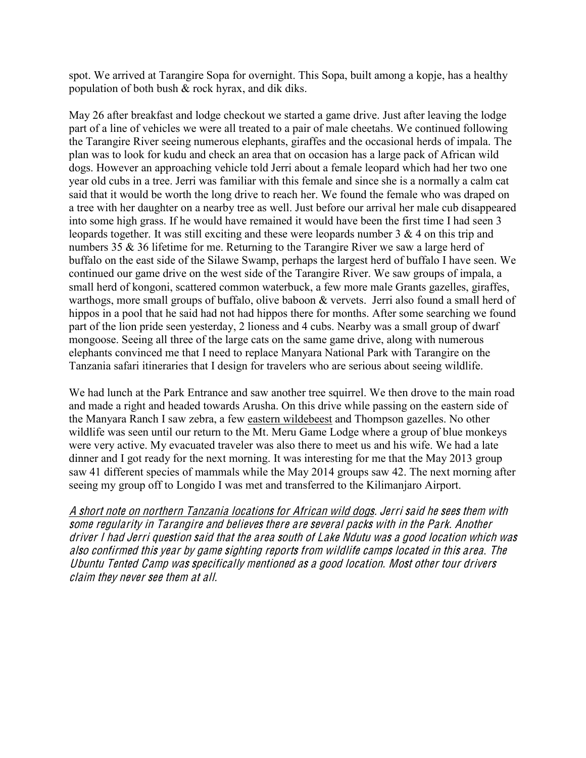spot. We arrived at Tarangire Sopa for overnight. This Sopa, built among a kopje, has a healthy population of both bush & rock hyrax, and dik diks.

May 26 after breakfast and lodge checkout we started a game drive. Just after leaving the lodge part of a line of vehicles we were all treated to a pair of male cheetahs. We continued following the Tarangire River seeing numerous elephants, giraffes and the occasional herds of impala. The plan was to look for kudu and check an area that on occasion has a large pack of African wild dogs. However an approaching vehicle told Jerri about a female leopard which had her two one year old cubs in a tree. Jerri was familiar with this female and since she is a normally a calm cat said that it would be worth the long drive to reach her. We found the female who was draped on a tree with her daughter on a nearby tree as well. Just before our arrival her male cub disappeared into some high grass. If he would have remained it would have been the first time I had seen 3 leopards together. It was still exciting and these were leopards number 3 & 4 on this trip and numbers 35 & 36 lifetime for me. Returning to the Tarangire River we saw a large herd of buffalo on the east side of the Silawe Swamp, perhaps the largest herd of buffalo I have seen. We continued our game drive on the west side of the Tarangire River. We saw groups of impala, a small herd of kongoni, scattered common waterbuck, a few more male Grants gazelles, giraffes, warthogs, more small groups of buffalo, olive baboon & vervets. Jerri also found a small herd of hippos in a pool that he said had not had hippos there for months. After some searching we found part of the lion pride seen yesterday, 2 lioness and 4 cubs. Nearby was a small group of dwarf mongoose. Seeing all three of the large cats on the same game drive, along with numerous elephants convinced me that I need to replace Manyara National Park with Tarangire on the Tanzania safari itineraries that I design for travelers who are serious about seeing wildlife.

We had lunch at the Park Entrance and saw another tree squirrel. We then drove to the main road and made a right and headed towards Arusha. On this drive while passing on the eastern side of the Manyara Ranch I saw zebra, a few eastern wildebeest and Thompson gazelles. No other wildlife was seen until our return to the Mt. Meru Game Lodge where a group of blue monkeys were very active. My evacuated traveler was also there to meet us and his wife. We had a late dinner and I got ready for the next morning. It was interesting for me that the May 2013 group saw 41 different species of mammals while the May 2014 groups saw 42. The next morning after seeing my group off to Longido I was met and transferred to the Kilimanjaro Airport.

*A short note on northern Tanzania locations for African wild dogs. Jerri said he sees them with some regularity in Tarangire and believes there are several packs with in the Park. Another driver I had Jerri question said that the area south of Lake Ndutu was a good location which was also confirmed this year by game sighting reports from wildlife camps located in this area. The Ubuntu Tented Camp was specifically mentioned as a good location. Most other tour drivers claim they never see them at all.*